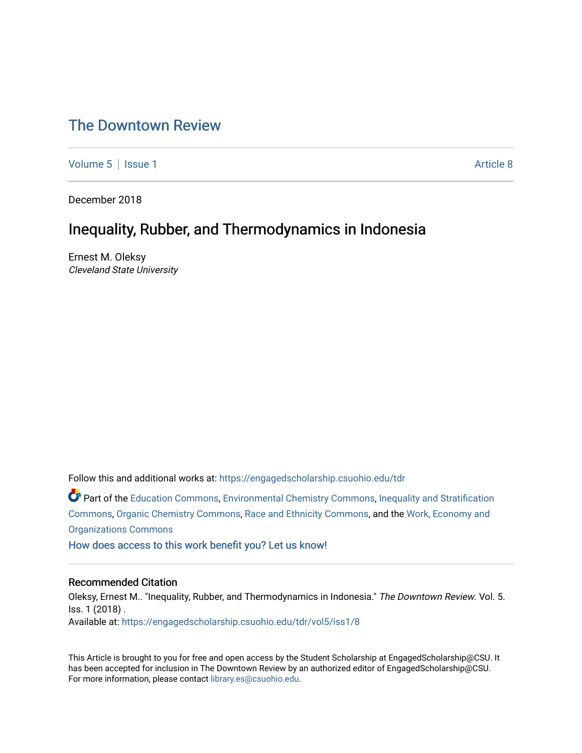# The Downtown Review

Volume 5 | Issue 1 Article 8

December 2018

## Inequality, Rubber, and Thermodynamics in Indonesia

Ernest M. Oleksy
*Cleveland State University*

Follow this and additional works at: https://engagedscholarship.csuohio.edu/tdr

Part of the Education Commons, Environmental Chemistry Commons, Inequality and Stratification Commons, Organic Chemistry Commons, Race and Ethnicity Commons, and the Work, Economy and Organizations Commons

How does access to this work benefit you? Let us know!

### Recommended Citation

Oleksy, Ernest M.. "Inequality, Rubber, and Thermodynamics in Indonesia." *The Downtown Review*. Vol. 5. Iss. 1 (2018) .
Available at: https://engagedscholarship.csuohio.edu/tdr/vol5/iss1/8

This Article is brought to you for free and open access by the Student Scholarship at EngagedScholarship@CSU. It has been accepted for inclusion in The Downtown Review by an authorized editor of EngagedScholarship@CSU. For more information, please contact library.es@csuohio.edu.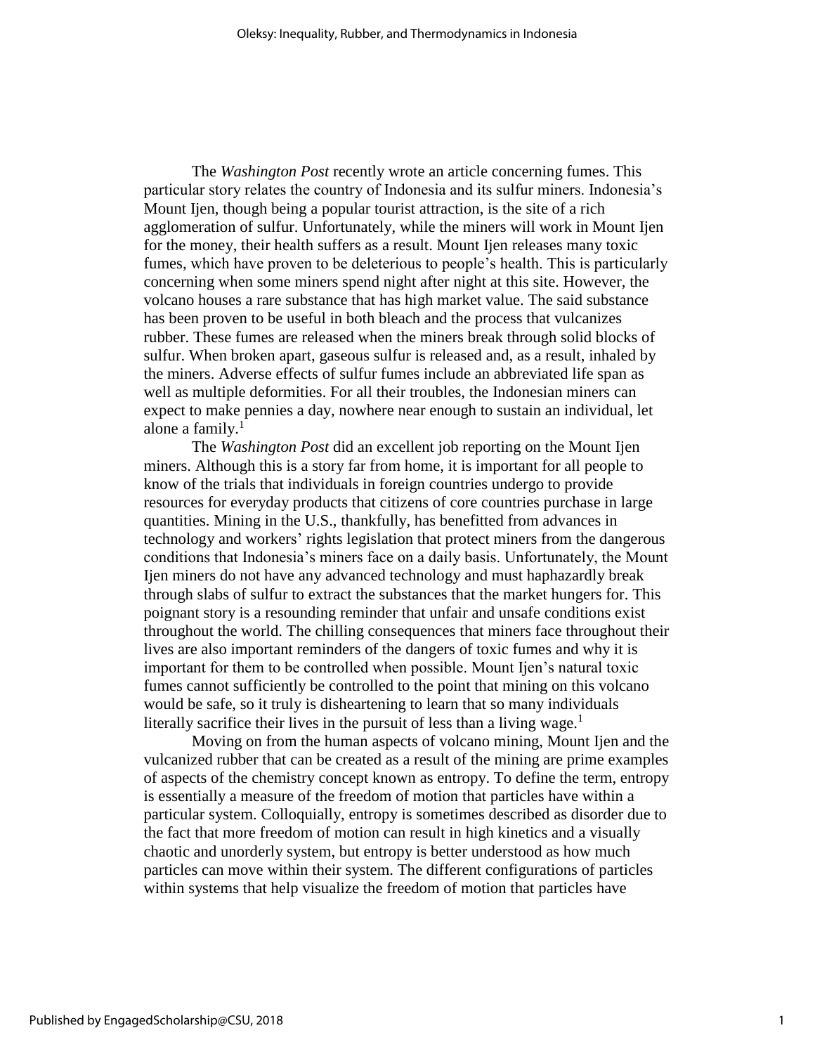The *Washington Post* recently wrote an article concerning fumes. This particular story relates the country of Indonesia and its sulfur miners. Indonesia's Mount Ijen, though being a popular tourist attraction, is the site of a rich agglomeration of sulfur. Unfortunately, while the miners will work in Mount Ijen for the money, their health suffers as a result. Mount Ijen releases many toxic fumes, which have proven to be deleterious to people's health. This is particularly concerning when some miners spend night after night at this site. However, the volcano houses a rare substance that has high market value. The said substance has been proven to be useful in both bleach and the process that vulcanizes rubber. These fumes are released when the miners break through solid blocks of sulfur. When broken apart, gaseous sulfur is released and, as a result, inhaled by the miners. Adverse effects of sulfur fumes include an abbreviated life span as well as multiple deformities. For all their troubles, the Indonesian miners can expect to make pennies a day, nowhere near enough to sustain an individual, let alone a family.[1]

The *Washington Post* did an excellent job reporting on the Mount Ijen miners. Although this is a story far from home, it is important for all people to know of the trials that individuals in foreign countries undergo to provide resources for everyday products that citizens of core countries purchase in large quantities. Mining in the U.S., thankfully, has benefitted from advances in technology and workers' rights legislation that protect miners from the dangerous conditions that Indonesia's miners face on a daily basis. Unfortunately, the Mount Ijen miners do not have any advanced technology and must haphazardly break through slabs of sulfur to extract the substances that the market hungers for. This poignant story is a resounding reminder that unfair and unsafe conditions exist throughout the world. The chilling consequences that miners face throughout their lives are also important reminders of the dangers of toxic fumes and why it is important for them to be controlled when possible. Mount Ijen's natural toxic fumes cannot sufficiently be controlled to the point that mining on this volcano would be safe, so it truly is disheartening to learn that so many individuals literally sacrifice their lives in the pursuit of less than a living wage.[1]

Moving on from the human aspects of volcano mining, Mount Ijen and the vulcanized rubber that can be created as a result of the mining are prime examples of aspects of the chemistry concept known as entropy. To define the term, entropy is essentially a measure of the freedom of motion that particles have within a particular system. Colloquially, entropy is sometimes described as disorder due to the fact that more freedom of motion can result in high kinetics and a visually chaotic and unorderly system, but entropy is better understood as how much particles can move within their system. The different configurations of particles within systems that help visualize the freedom of motion that particles have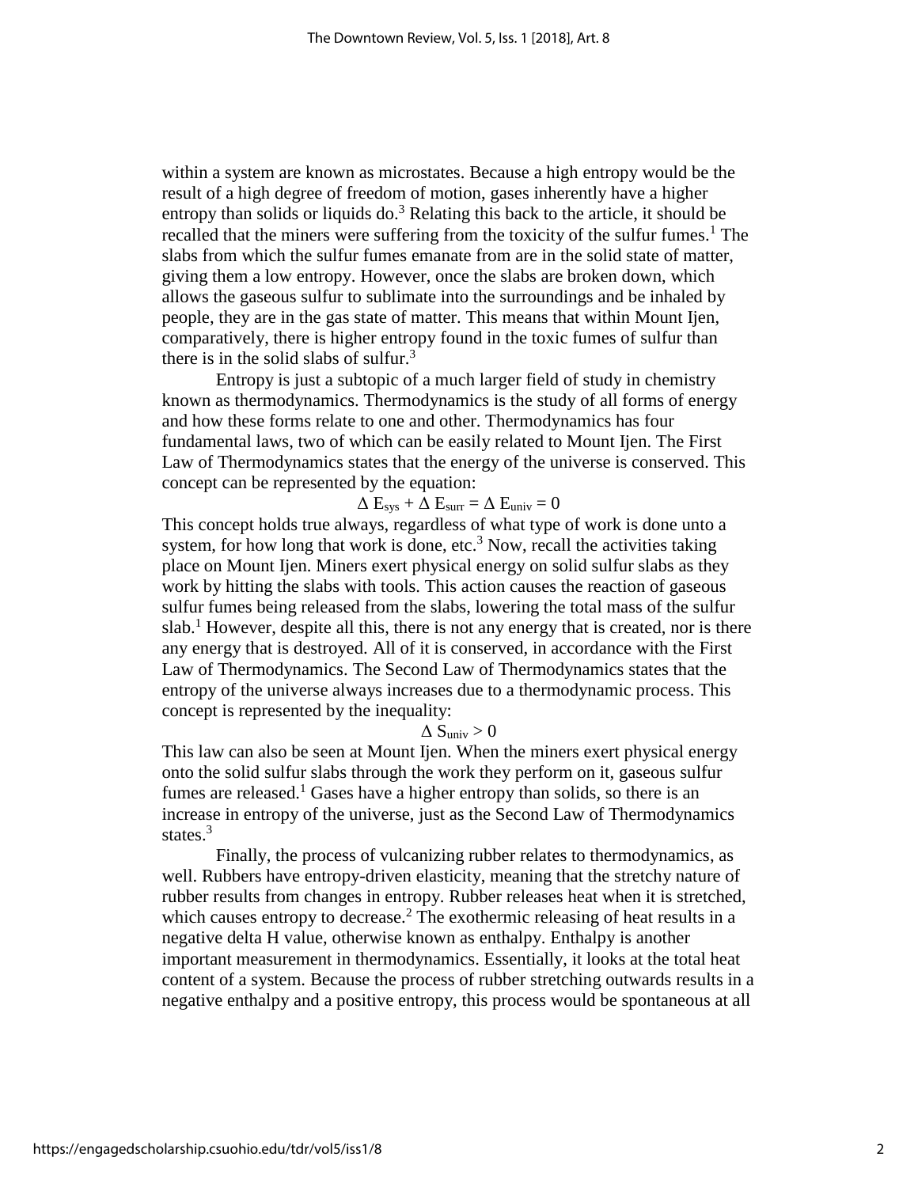within a system are known as microstates. Because a high entropy would be the result of a high degree of freedom of motion, gases inherently have a higher entropy than solids or liquids do.[3] Relating this back to the article, it should be recalled that the miners were suffering from the toxicity of the sulfur fumes.[1] The slabs from which the sulfur fumes emanate from are in the solid state of matter, giving them a low entropy. However, once the slabs are broken down, which allows the gaseous sulfur to sublimate into the surroundings and be inhaled by people, they are in the gas state of matter. This means that within Mount Ijen, comparatively, there is higher entropy found in the toxic fumes of sulfur than there is in the solid slabs of sulfur.[3]

Entropy is just a subtopic of a much larger field of study in chemistry known as thermodynamics. Thermodynamics is the study of all forms of energy and how these forms relate to one and other. Thermodynamics has four fundamental laws, two of which can be easily related to Mount Ijen. The First Law of Thermodynamics states that the energy of the universe is conserved. This concept can be represented by the equation:

$$\Delta E_{sys} + \Delta E_{surr} = \Delta E_{univ} = 0$$

This concept holds true always, regardless of what type of work is done unto a system, for how long that work is done, etc.[3] Now, recall the activities taking place on Mount Ijen. Miners exert physical energy on solid sulfur slabs as they work by hitting the slabs with tools. This action causes the reaction of gaseous sulfur fumes being released from the slabs, lowering the total mass of the sulfur slab.[1] However, despite all this, there is not any energy that is created, nor is there any energy that is destroyed. All of it is conserved, in accordance with the First Law of Thermodynamics. The Second Law of Thermodynamics states that the entropy of the universe always increases due to a thermodynamic process. This concept is represented by the inequality:

$$\Delta S_{univ} > 0$$

This law can also be seen at Mount Ijen. When the miners exert physical energy onto the solid sulfur slabs through the work they perform on it, gaseous sulfur fumes are released.[1] Gases have a higher entropy than solids, so there is an increase in entropy of the universe, just as the Second Law of Thermodynamics states.[3]

Finally, the process of vulcanizing rubber relates to thermodynamics, as well. Rubbers have entropy-driven elasticity, meaning that the stretchy nature of rubber results from changes in entropy. Rubber releases heat when it is stretched, which causes entropy to decrease.[2] The exothermic releasing of heat results in a negative delta H value, otherwise known as enthalpy. Enthalpy is another important measurement in thermodynamics. Essentially, it looks at the total heat content of a system. Because the process of rubber stretching outwards results in a negative enthalpy and a positive entropy, this process would be spontaneous at all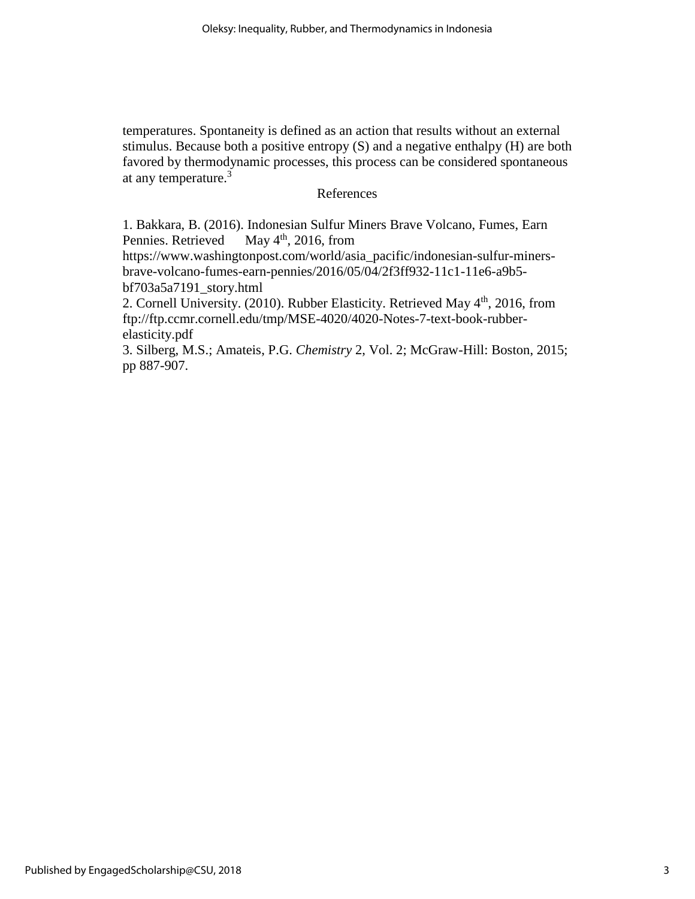temperatures. Spontaneity is defined as an action that results without an external stimulus. Because both a positive entropy (S) and a negative enthalpy (H) are both favored by thermodynamic processes, this process can be considered spontaneous at any temperature.[3]

## References

1. Bakkara, B. (2016). Indonesian Sulfur Miners Brave Volcano, Fumes, Earn Pennies. Retrieved May 4th, 2016, from https://www.washingtonpost.com/world/asia_pacific/indonesian-sulfur-miners-brave-volcano-fumes-earn-pennies/2016/05/04/2f3ff932-11c1-11e6-a9b5-bf703a5a7191_story.html
2. Cornell University. (2010). Rubber Elasticity. Retrieved May 4th, 2016, from ftp://ftp.ccmr.cornell.edu/tmp/MSE-4020/4020-Notes-7-text-book-rubber-elasticity.pdf
3. Silberg, M.S.; Amateis, P.G. *Chemistry* 2, Vol. 2; McGraw-Hill: Boston, 2015; pp 887-907.